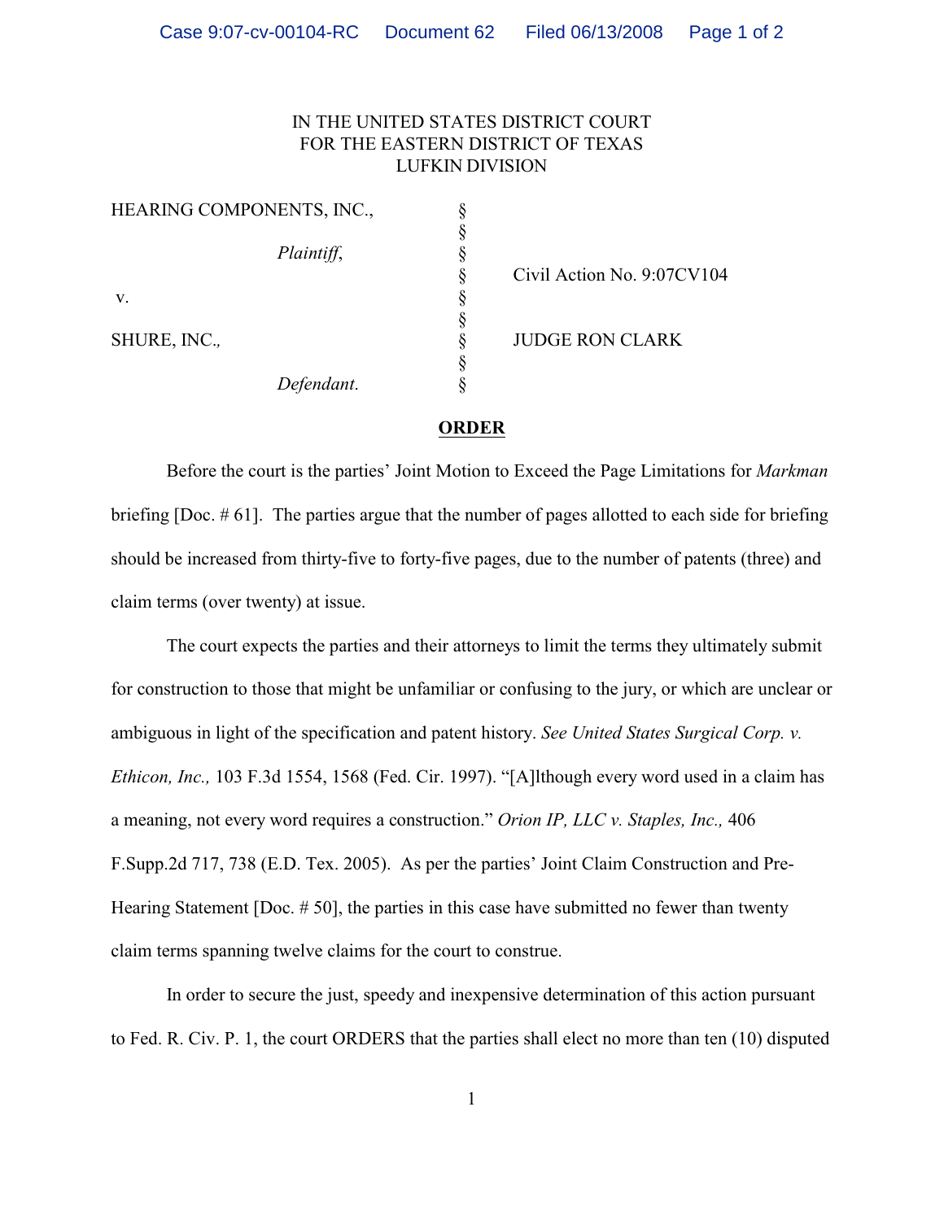IN THE UNITED STATES DISTRICT COURT
FOR THE EASTERN DISTRICT OF TEXAS
LUFKIN DIVISION

| | | |
|---|---|---|
| HEARING COMPONENTS, INC., | § | |
| *Plaintiff*, | § | Civil Action No. 9:07CV104 |
| v. | § | |
| SHURE, INC., | § | JUDGE RON CLARK |
| *Defendant*. | § | |

**ORDER**

Before the court is the parties' Joint Motion to Exceed the Page Limitations for *Markman* briefing [Doc. # 61]. The parties argue that the number of pages allotted to each side for briefing should be increased from thirty-five to forty-five pages, due to the number of patents (three) and claim terms (over twenty) at issue.

The court expects the parties and their attorneys to limit the terms they ultimately submit for construction to those that might be unfamiliar or confusing to the jury, or which are unclear or ambiguous in light of the specification and patent history. *See United States Surgical Corp. v. Ethicon, Inc.,* 103 F.3d 1554, 1568 (Fed. Cir. 1997). "[A]lthough every word used in a claim has a meaning, not every word requires a construction." *Orion IP, LLC v. Staples, Inc.,* 406 F.Supp.2d 717, 738 (E.D. Tex. 2005). As per the parties' Joint Claim Construction and Pre-Hearing Statement [Doc. # 50], the parties in this case have submitted no fewer than twenty claim terms spanning twelve claims for the court to construe.

In order to secure the just, speedy and inexpensive determination of this action pursuant to Fed. R. Civ. P. 1, the court ORDERS that the parties shall elect no more than ten (10) disputed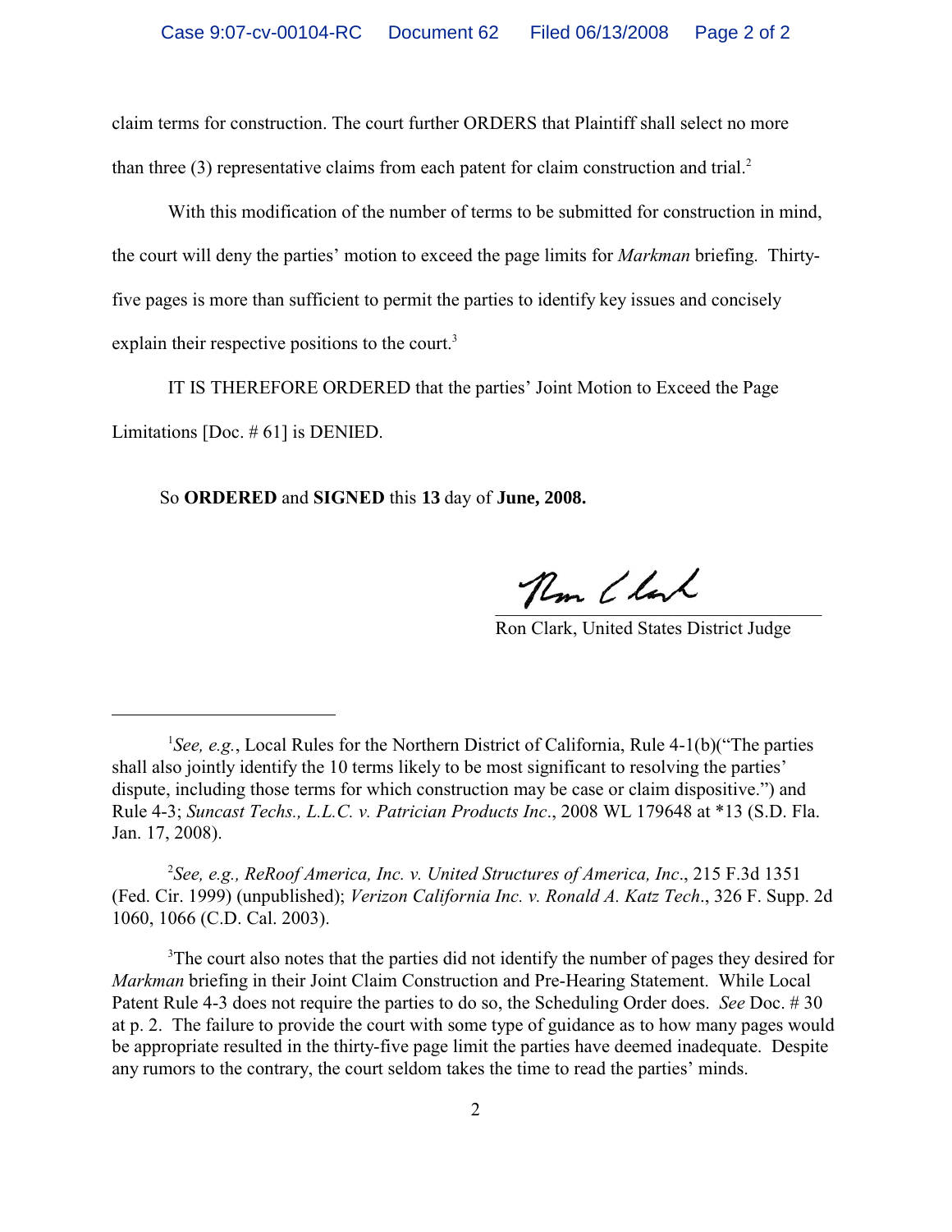claim terms for construction. The court further ORDERS that Plaintiff shall select no more than three (3) representative claims from each patent for claim construction and trial.[2]

With this modification of the number of terms to be submitted for construction in mind, the court will deny the parties' motion to exceed the page limits for *Markman* briefing. Thirty-five pages is more than sufficient to permit the parties to identify key issues and concisely explain their respective positions to the court.[3]

IT IS THEREFORE ORDERED that the parties' Joint Motion to Exceed the Page Limitations [Doc. # 61] is DENIED.

So **ORDERED** and **SIGNED** this **13** day of **June, 2008.**

Ron Clark, United States District Judge

---

[1]*See, e.g.*, Local Rules for the Northern District of California, Rule 4-1(b)("The parties shall also jointly identify the 10 terms likely to be most significant to resolving the parties' dispute, including those terms for which construction may be case or claim dispositive.") and Rule 4-3; *Suncast Techs., L.L.C. v. Patrician Products Inc*., 2008 WL 179648 at *13 (S.D. Fla. Jan. 17, 2008).

[2]*See, e.g., ReRoof America, Inc. v. United Structures of America, Inc*., 215 F.3d 1351 (Fed. Cir. 1999) (unpublished); *Verizon California Inc. v. Ronald A. Katz Tech*., 326 F. Supp. 2d 1060, 1066 (C.D. Cal. 2003).

[3]The court also notes that the parties did not identify the number of pages they desired for *Markman* briefing in their Joint Claim Construction and Pre-Hearing Statement. While Local Patent Rule 4-3 does not require the parties to do so, the Scheduling Order does. *See* Doc. # 30 at p. 2. The failure to provide the court with some type of guidance as to how many pages would be appropriate resulted in the thirty-five page limit the parties have deemed inadequate. Despite any rumors to the contrary, the court seldom takes the time to read the parties' minds.